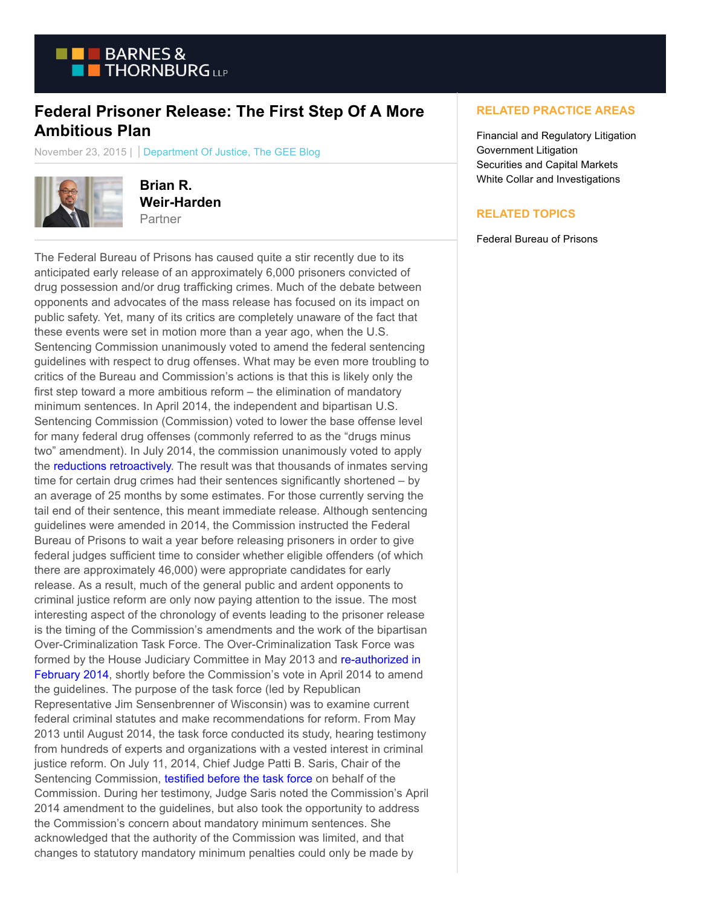# Federal Prisoner Release: The First Step Of A More Ambitious Plan

November 23, 2015 | Department Of Justice, The GEE Blog

**Brian R. Weir-Harden**
Partner

The Federal Bureau of Prisons has caused quite a stir recently due to its anticipated early release of an approximately 6,000 prisoners convicted of drug possession and/or drug trafficking crimes. Much of the debate between opponents and advocates of the mass release has focused on its impact on public safety. Yet, many of its critics are completely unaware of the fact that these events were set in motion more than a year ago, when the U.S. Sentencing Commission unanimously voted to amend the federal sentencing guidelines with respect to drug offenses. What may be even more troubling to critics of the Bureau and Commission's actions is that this is likely only the first step toward a more ambitious reform – the elimination of mandatory minimum sentences. In April 2014, the independent and bipartisan U.S. Sentencing Commission (Commission) voted to lower the base offense level for many federal drug offenses (commonly referred to as the "drugs minus two" amendment). In July 2014, the commission unanimously voted to apply the reductions retroactively. The result was that thousands of inmates serving time for certain drug crimes had their sentences significantly shortened – by an average of 25 months by some estimates. For those currently serving the tail end of their sentence, this meant immediate release. Although sentencing guidelines were amended in 2014, the Commission instructed the Federal Bureau of Prisons to wait a year before releasing prisoners in order to give federal judges sufficient time to consider whether eligible offenders (of which there are approximately 46,000) were appropriate candidates for early release. As a result, much of the general public and ardent opponents to criminal justice reform are only now paying attention to the issue. The most interesting aspect of the chronology of events leading to the prisoner release is the timing of the Commission's amendments and the work of the bipartisan Over-Criminalization Task Force. The Over-Criminalization Task Force was formed by the House Judiciary Committee in May 2013 and re-authorized in February 2014, shortly before the Commission's vote in April 2014 to amend the guidelines. The purpose of the task force (led by Republican Representative Jim Sensenbrenner of Wisconsin) was to examine current federal criminal statutes and make recommendations for reform. From May 2013 until August 2014, the task force conducted its study, hearing testimony from hundreds of experts and organizations with a vested interest in criminal justice reform. On July 11, 2014, Chief Judge Patti B. Saris, Chair of the Sentencing Commission, testified before the task force on behalf of the Commission. During her testimony, Judge Saris noted the Commission's April 2014 amendment to the guidelines, but also took the opportunity to address the Commission's concern about mandatory minimum sentences. She acknowledged that the authority of the Commission was limited, and that changes to statutory mandatory minimum penalties could only be made by

## RELATED PRACTICE AREAS

Financial and Regulatory Litigation
Government Litigation
Securities and Capital Markets
White Collar and Investigations

## RELATED TOPICS

Federal Bureau of Prisons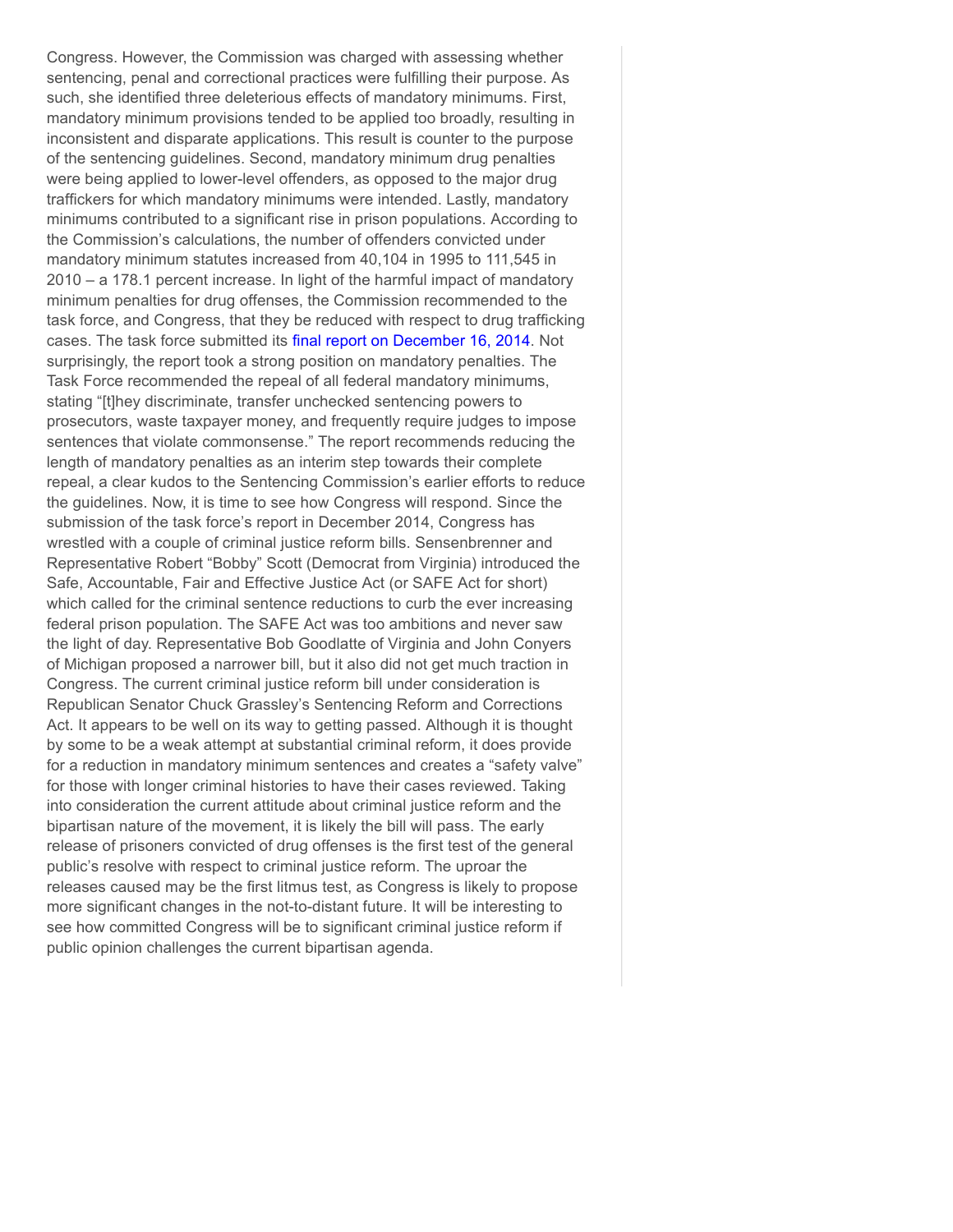Congress. However, the Commission was charged with assessing whether sentencing, penal and correctional practices were fulfilling their purpose. As such, she identified three deleterious effects of mandatory minimums. First, mandatory minimum provisions tended to be applied too broadly, resulting in inconsistent and disparate applications. This result is counter to the purpose of the sentencing guidelines. Second, mandatory minimum drug penalties were being applied to lower-level offenders, as opposed to the major drug traffickers for which mandatory minimums were intended. Lastly, mandatory minimums contributed to a significant rise in prison populations. According to the Commission's calculations, the number of offenders convicted under mandatory minimum statutes increased from 40,104 in 1995 to 111,545 in 2010 – a 178.1 percent increase. In light of the harmful impact of mandatory minimum penalties for drug offenses, the Commission recommended to the task force, and Congress, that they be reduced with respect to drug trafficking cases. The task force submitted its final report on December 16, 2014. Not surprisingly, the report took a strong position on mandatory penalties. The Task Force recommended the repeal of all federal mandatory minimums, stating "[t]hey discriminate, transfer unchecked sentencing powers to prosecutors, waste taxpayer money, and frequently require judges to impose sentences that violate commonsense." The report recommends reducing the length of mandatory penalties as an interim step towards their complete repeal, a clear kudos to the Sentencing Commission's earlier efforts to reduce the guidelines. Now, it is time to see how Congress will respond. Since the submission of the task force's report in December 2014, Congress has wrestled with a couple of criminal justice reform bills. Sensenbrenner and Representative Robert "Bobby" Scott (Democrat from Virginia) introduced the Safe, Accountable, Fair and Effective Justice Act (or SAFE Act for short) which called for the criminal sentence reductions to curb the ever increasing federal prison population. The SAFE Act was too ambitions and never saw the light of day. Representative Bob Goodlatte of Virginia and John Conyers of Michigan proposed a narrower bill, but it also did not get much traction in Congress. The current criminal justice reform bill under consideration is Republican Senator Chuck Grassley's Sentencing Reform and Corrections Act. It appears to be well on its way to getting passed. Although it is thought by some to be a weak attempt at substantial criminal reform, it does provide for a reduction in mandatory minimum sentences and creates a "safety valve" for those with longer criminal histories to have their cases reviewed. Taking into consideration the current attitude about criminal justice reform and the bipartisan nature of the movement, it is likely the bill will pass. The early release of prisoners convicted of drug offenses is the first test of the general public's resolve with respect to criminal justice reform. The uproar the releases caused may be the first litmus test, as Congress is likely to propose more significant changes in the not-to-distant future. It will be interesting to see how committed Congress will be to significant criminal justice reform if public opinion challenges the current bipartisan agenda.